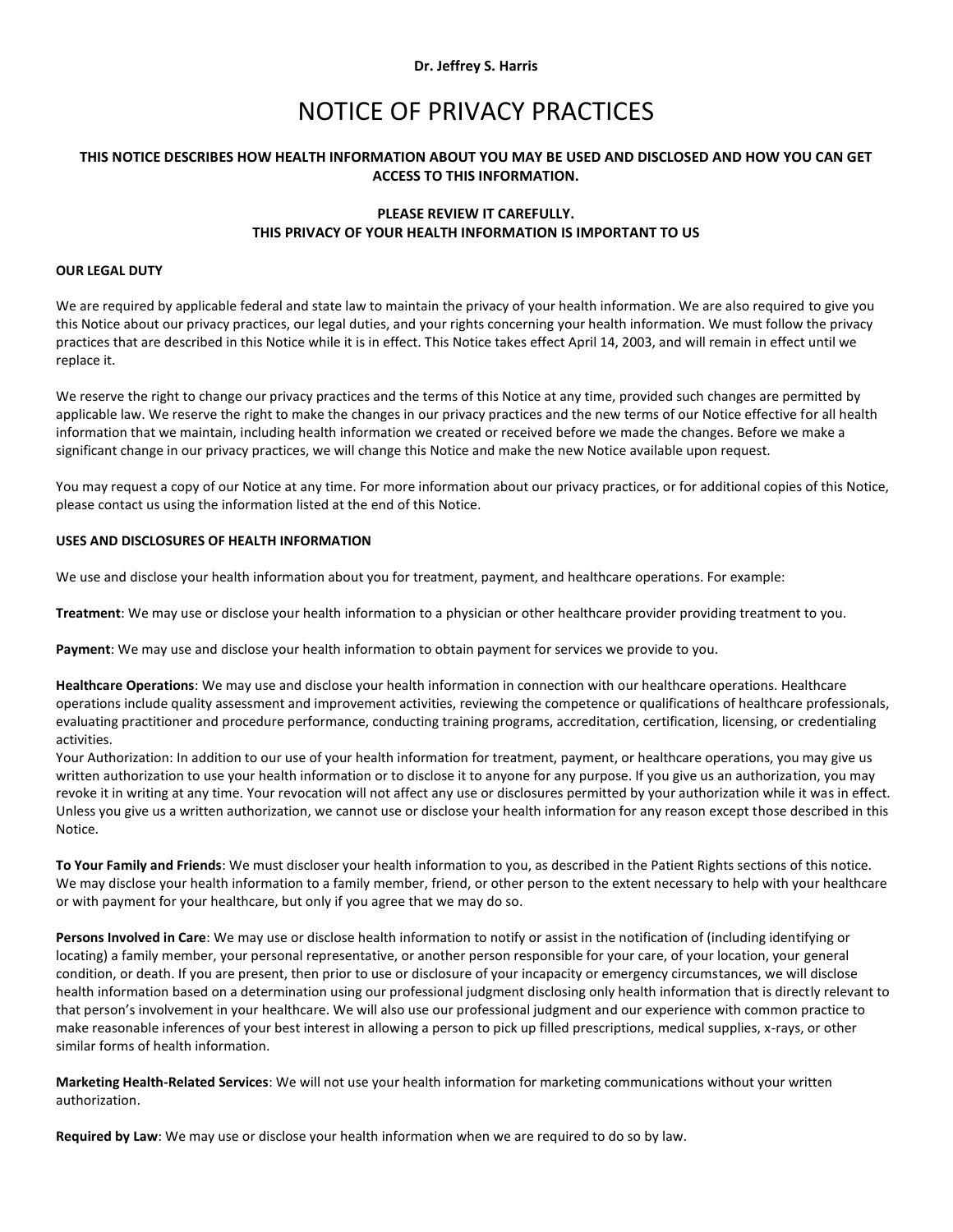**Dr. Jeffrey S. Harris**

# NOTICE OF PRIVACY PRACTICES

**THIS NOTICE DESCRIBES HOW HEALTH INFORMATION ABOUT YOU MAY BE USED AND DISCLOSED AND HOW YOU CAN GET ACCESS TO THIS INFORMATION.**

**PLEASE REVIEW IT CAREFULLY.**
**THIS PRIVACY OF YOUR HEALTH INFORMATION IS IMPORTANT TO US**

**OUR LEGAL DUTY**

We are required by applicable federal and state law to maintain the privacy of your health information. We are also required to give you this Notice about our privacy practices, our legal duties, and your rights concerning your health information. We must follow the privacy practices that are described in this Notice while it is in effect. This Notice takes effect April 14, 2003, and will remain in effect until we replace it.

We reserve the right to change our privacy practices and the terms of this Notice at any time, provided such changes are permitted by applicable law. We reserve the right to make the changes in our privacy practices and the new terms of our Notice effective for all health information that we maintain, including health information we created or received before we made the changes. Before we make a significant change in our privacy practices, we will change this Notice and make the new Notice available upon request.

You may request a copy of our Notice at any time. For more information about our privacy practices, or for additional copies of this Notice, please contact us using the information listed at the end of this Notice.

**USES AND DISCLOSURES OF HEALTH INFORMATION**

We use and disclose your health information about you for treatment, payment, and healthcare operations. For example:

**Treatment**: We may use or disclose your health information to a physician or other healthcare provider providing treatment to you.

**Payment**: We may use and disclose your health information to obtain payment for services we provide to you.

**Healthcare Operations**: We may use and disclose your health information in connection with our healthcare operations. Healthcare operations include quality assessment and improvement activities, reviewing the competence or qualifications of healthcare professionals, evaluating practitioner and procedure performance, conducting training programs, accreditation, certification, licensing, or credentialing activities.
Your Authorization: In addition to our use of your health information for treatment, payment, or healthcare operations, you may give us written authorization to use your health information or to disclose it to anyone for any purpose. If you give us an authorization, you may revoke it in writing at any time. Your revocation will not affect any use or disclosures permitted by your authorization while it was in effect. Unless you give us a written authorization, we cannot use or disclose your health information for any reason except those described in this Notice.

**To Your Family and Friends**: We must discloser your health information to you, as described in the Patient Rights sections of this notice. We may disclose your health information to a family member, friend, or other person to the extent necessary to help with your healthcare or with payment for your healthcare, but only if you agree that we may do so.

**Persons Involved in Care**: We may use or disclose health information to notify or assist in the notification of (including identifying or locating) a family member, your personal representative, or another person responsible for your care, of your location, your general condition, or death. If you are present, then prior to use or disclosure of your incapacity or emergency circumstances, we will disclose health information based on a determination using our professional judgment disclosing only health information that is directly relevant to that person's involvement in your healthcare. We will also use our professional judgment and our experience with common practice to make reasonable inferences of your best interest in allowing a person to pick up filled prescriptions, medical supplies, x-rays, or other similar forms of health information.

**Marketing Health-Related Services**: We will not use your health information for marketing communications without your written authorization.

**Required by Law**: We may use or disclose your health information when we are required to do so by law.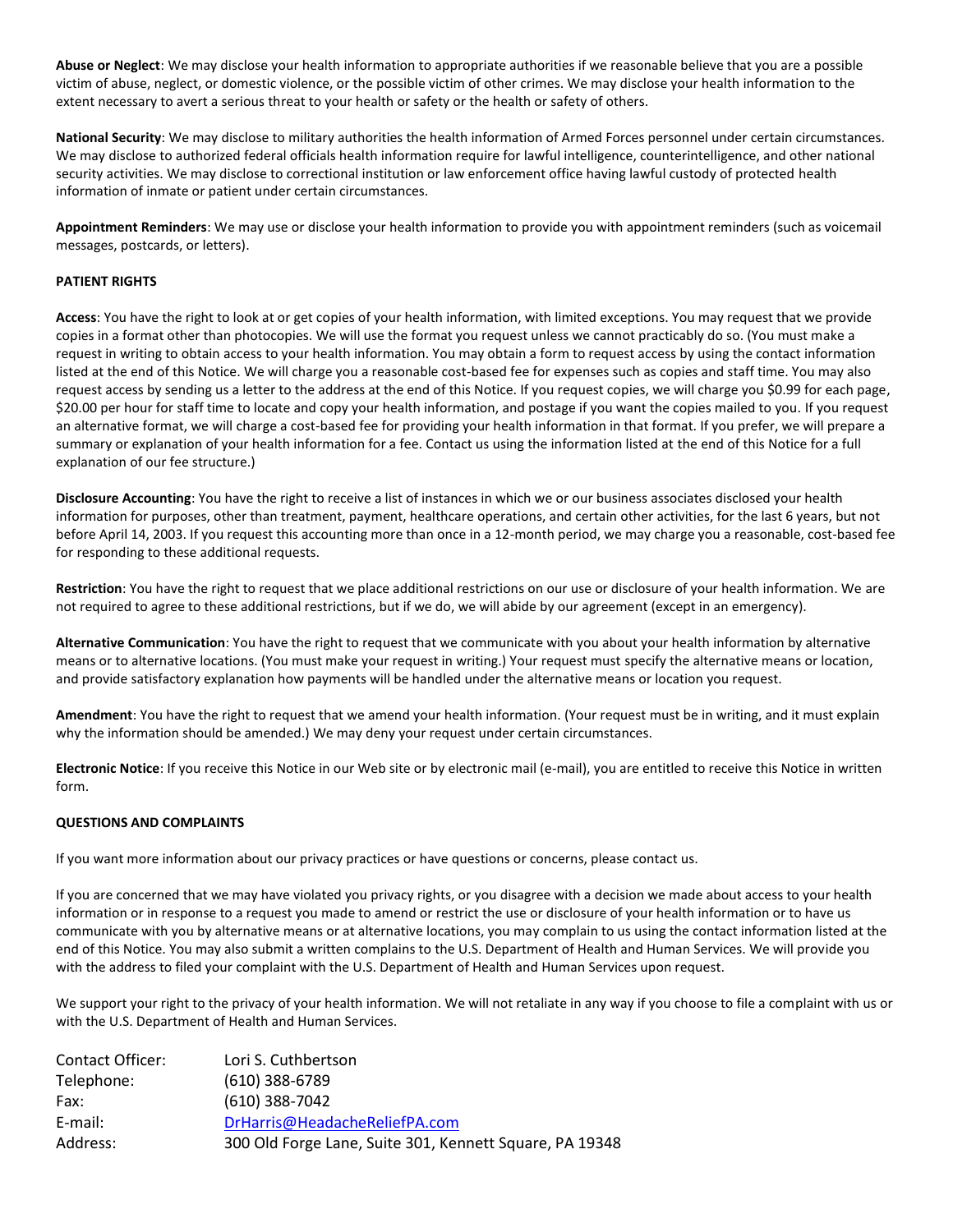**Abuse or Neglect**: We may disclose your health information to appropriate authorities if we reasonable believe that you are a possible victim of abuse, neglect, or domestic violence, or the possible victim of other crimes. We may disclose your health information to the extent necessary to avert a serious threat to your health or safety or the health or safety of others.

**National Security**: We may disclose to military authorities the health information of Armed Forces personnel under certain circumstances. We may disclose to authorized federal officials health information require for lawful intelligence, counterintelligence, and other national security activities. We may disclose to correctional institution or law enforcement office having lawful custody of protected health information of inmate or patient under certain circumstances.

**Appointment Reminders**: We may use or disclose your health information to provide you with appointment reminders (such as voicemail messages, postcards, or letters).

**PATIENT RIGHTS**

**Access**: You have the right to look at or get copies of your health information, with limited exceptions. You may request that we provide copies in a format other than photocopies. We will use the format you request unless we cannot practicably do so. (You must make a request in writing to obtain access to your health information. You may obtain a form to request access by using the contact information listed at the end of this Notice. We will charge you a reasonable cost-based fee for expenses such as copies and staff time. You may also request access by sending us a letter to the address at the end of this Notice. If you request copies, we will charge you $0.99 for each page, $20.00 per hour for staff time to locate and copy your health information, and postage if you want the copies mailed to you. If you request an alternative format, we will charge a cost-based fee for providing your health information in that format. If you prefer, we will prepare a summary or explanation of your health information for a fee. Contact us using the information listed at the end of this Notice for a full explanation of our fee structure.)

**Disclosure Accounting**: You have the right to receive a list of instances in which we or our business associates disclosed your health information for purposes, other than treatment, payment, healthcare operations, and certain other activities, for the last 6 years, but not before April 14, 2003. If you request this accounting more than once in a 12-month period, we may charge you a reasonable, cost-based fee for responding to these additional requests.

**Restriction**: You have the right to request that we place additional restrictions on our use or disclosure of your health information. We are not required to agree to these additional restrictions, but if we do, we will abide by our agreement (except in an emergency).

**Alternative Communication**: You have the right to request that we communicate with you about your health information by alternative means or to alternative locations. (You must make your request in writing.) Your request must specify the alternative means or location, and provide satisfactory explanation how payments will be handled under the alternative means or location you request.

**Amendment**: You have the right to request that we amend your health information. (Your request must be in writing, and it must explain why the information should be amended.) We may deny your request under certain circumstances.

**Electronic Notice**: If you receive this Notice in our Web site or by electronic mail (e-mail), you are entitled to receive this Notice in written form.

**QUESTIONS AND COMPLAINTS**

If you want more information about our privacy practices or have questions or concerns, please contact us.

If you are concerned that we may have violated you privacy rights, or you disagree with a decision we made about access to your health information or in response to a request you made to amend or restrict the use or disclosure of your health information or to have us communicate with you by alternative means or at alternative locations, you may complain to us using the contact information listed at the end of this Notice. You may also submit a written complains to the U.S. Department of Health and Human Services. We will provide you with the address to filed your complaint with the U.S. Department of Health and Human Services upon request.

We support your right to the privacy of your health information. We will not retaliate in any way if you choose to file a complaint with us or with the U.S. Department of Health and Human Services.

| | |
|---|---|
| Contact Officer: | Lori S. Cuthbertson |
| Telephone: | (610) 388-6789 |
| Fax: | (610) 388-7042 |
| E-mail: | DrHarris@HeadacheReliefPA.com |
| Address: | 300 Old Forge Lane, Suite 301, Kennett Square, PA 19348 |